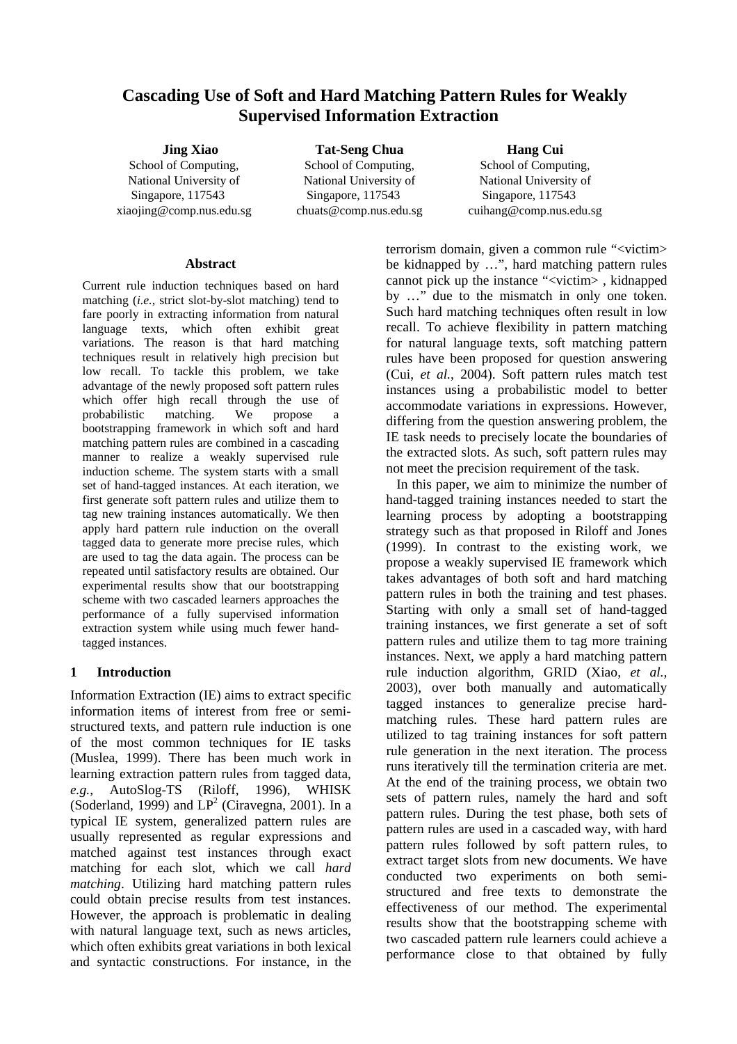# Cascading Use of Soft and Hard Matching Pattern Rules for Weakly Supervised Information Extraction

**Jing Xiao**
School of Computing,
National University of Singapore, 117543
xiaojing@comp.nus.edu.sg

**Tat-Seng Chua**
School of Computing,
National University of Singapore, 117543
chuats@comp.nus.edu.sg

**Hang Cui**
School of Computing,
National University of Singapore, 117543
cuihang@comp.nus.edu.sg

## Abstract

Current rule induction techniques based on hard matching (*i.e.,* strict slot-by-slot matching) tend to fare poorly in extracting information from natural language texts, which often exhibit great variations. The reason is that hard matching techniques result in relatively high precision but low recall. To tackle this problem, we take advantage of the newly proposed soft pattern rules which offer high recall through the use of probabilistic matching. We propose a bootstrapping framework in which soft and hard matching pattern rules are combined in a cascading manner to realize a weakly supervised rule induction scheme. The system starts with a small set of hand-tagged instances. At each iteration, we first generate soft pattern rules and utilize them to tag new training instances automatically. We then apply hard pattern rule induction on the overall tagged data to generate more precise rules, which are used to tag the data again. The process can be repeated until satisfactory results are obtained. Our experimental results show that our bootstrapping scheme with two cascaded learners approaches the performance of a fully supervised information extraction system while using much fewer hand-tagged instances.

## 1 Introduction

Information Extraction (IE) aims to extract specific information items of interest from free or semi-structured texts, and pattern rule induction is one of the most common techniques for IE tasks (Muslea, 1999). There has been much work in learning extraction pattern rules from tagged data, *e.g.*, AutoSlog-TS (Riloff, 1996), WHISK (Soderland, 1999) and $LP^2$ (Ciravegna, 2001). In a typical IE system, generalized pattern rules are usually represented as regular expressions and matched against test instances through exact matching for each slot, which we call *hard matching*. Utilizing hard matching pattern rules could obtain precise results from test instances. However, the approach is problematic in dealing with natural language text, such as news articles, which often exhibits great variations in both lexical and syntactic constructions. For instance, in the terrorism domain, given a common rule "<victim> be kidnapped by …", hard matching pattern rules cannot pick up the instance "<victim> , kidnapped by …" due to the mismatch in only one token. Such hard matching techniques often result in low recall. To achieve flexibility in pattern matching for natural language texts, soft matching pattern rules have been proposed for question answering (Cui, *et al.*, 2004). Soft pattern rules match test instances using a probabilistic model to better accommodate variations in expressions. However, differing from the question answering problem, the IE task needs to precisely locate the boundaries of the extracted slots. As such, soft pattern rules may not meet the precision requirement of the task.

In this paper, we aim to minimize the number of hand-tagged training instances needed to start the learning process by adopting a bootstrapping strategy such as that proposed in Riloff and Jones (1999). In contrast to the existing work, we propose a weakly supervised IE framework which takes advantages of both soft and hard matching pattern rules in both the training and test phases. Starting with only a small set of hand-tagged training instances, we first generate a set of soft pattern rules and utilize them to tag more training instances. Next, we apply a hard matching pattern rule induction algorithm, GRID (Xiao, *et al.,* 2003), over both manually and automatically tagged instances to generalize precise hard-matching rules. These hard pattern rules are utilized to tag training instances for soft pattern rule generation in the next iteration. The process runs iteratively till the termination criteria are met. At the end of the training process, we obtain two sets of pattern rules, namely the hard and soft pattern rules. During the test phase, both sets of pattern rules are used in a cascaded way, with hard pattern rules followed by soft pattern rules, to extract target slots from new documents. We have conducted two experiments on both semi-structured and free texts to demonstrate the effectiveness of our method. The experimental results show that the bootstrapping scheme with two cascaded pattern rule learners could achieve a performance close to that obtained by fully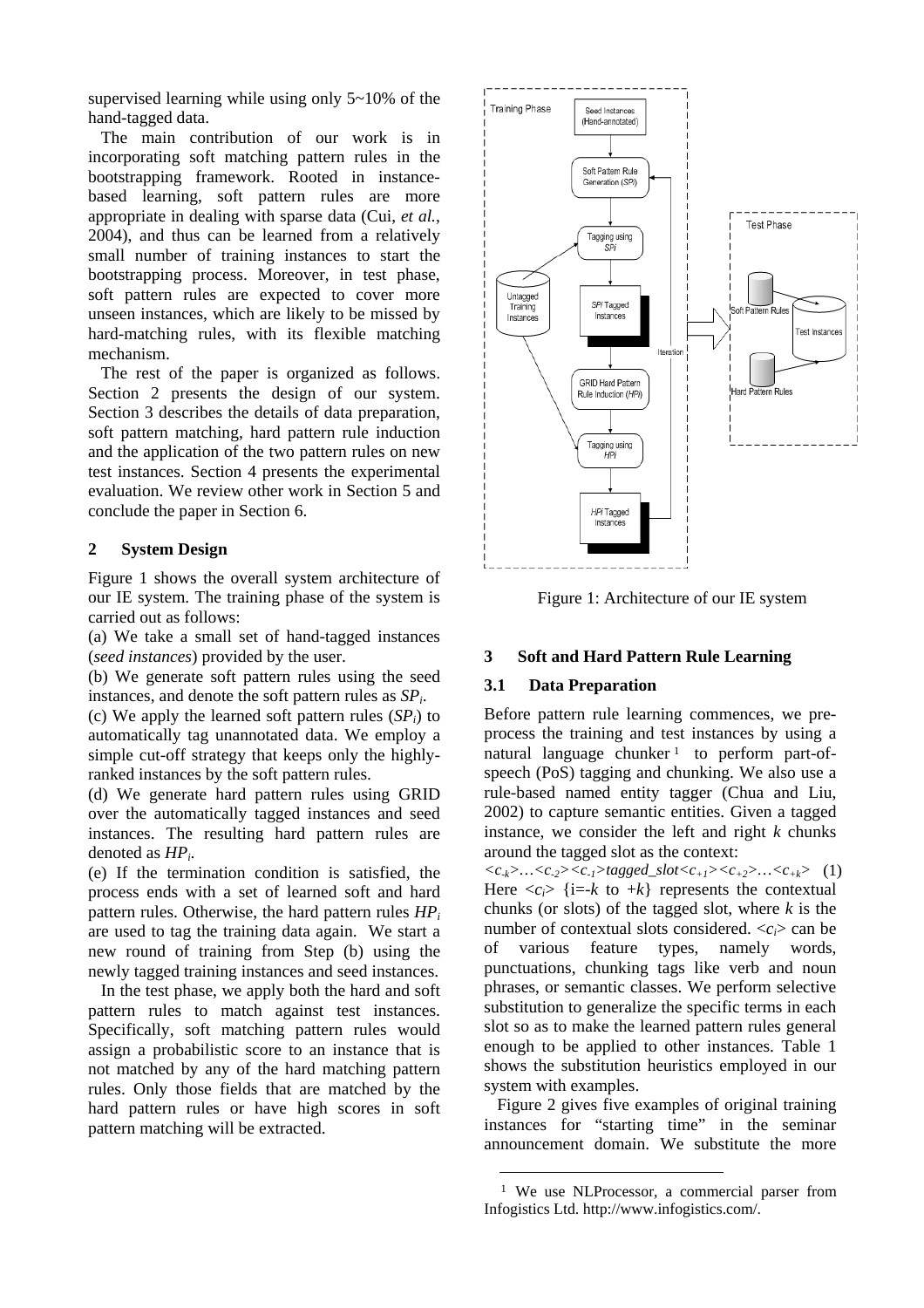supervised learning while using only 5~10% of the hand-tagged data.

The main contribution of our work is in incorporating soft matching pattern rules in the bootstrapping framework. Rooted in instance-based learning, soft pattern rules are more appropriate in dealing with sparse data (Cui, *et al.*, 2004), and thus can be learned from a relatively small number of training instances to start the bootstrapping process. Moreover, in test phase, soft pattern rules are expected to cover more unseen instances, which are likely to be missed by hard-matching rules, with its flexible matching mechanism.

The rest of the paper is organized as follows. Section 2 presents the design of our system. Section 3 describes the details of data preparation, soft pattern matching, hard pattern rule induction and the application of the two pattern rules on new test instances. Section 4 presents the experimental evaluation. We review other work in Section 5 and conclude the paper in Section 6.

## 2 System Design

Figure 1 shows the overall system architecture of our IE system. The training phase of the system is carried out as follows:

(a) We take a small set of hand-tagged instances (*seed instances*) provided by the user.

(b) We generate soft pattern rules using the seed instances, and denote the soft pattern rules as $SP_i$.

(c) We apply the learned soft pattern rules ($SP_i$) to automatically tag unannotated data. We employ a simple cut-off strategy that keeps only the highly-ranked instances by the soft pattern rules.

(d) We generate hard pattern rules using GRID over the automatically tagged instances and seed instances. The resulting hard pattern rules are denoted as $HP_i$.

(e) If the termination condition is satisfied, the process ends with a set of learned soft and hard pattern rules. Otherwise, the hard pattern rules $HP_i$ are used to tag the training data again. We start a new round of training from Step (b) using the newly tagged training instances and seed instances.

In the test phase, we apply both the hard and soft pattern rules to match against test instances. Specifically, soft matching pattern rules would assign a probabilistic score to an instance that is not matched by any of the hard matching pattern rules. Only those fields that are matched by the hard pattern rules or have high scores in soft pattern matching will be extracted.

Figure 1: Architecture of our IE system

## 3 Soft and Hard Pattern Rule Learning

### 3.1 Data Preparation

Before pattern rule learning commences, we pre-process the training and test instances by using a natural language chunker[1] to perform part-of-speech (PoS) tagging and chunking. We also use a rule-based named entity tagger (Chua and Liu, 2002) to capture semantic entities. Given a tagged instance, we consider the left and right $k$ chunks around the tagged slot as the context:

$$<c_{-k}>\ldots<c_{-2}><c_{-1}>tagged\_slot<c_{+1}><c_{+2}>\ldots<c_{+k}> \quad (1)$$

Here $<c_i>$ {i=-$k$ to +$k$} represents the contextual chunks (or slots) of the tagged slot, where $k$ is the number of contextual slots considered. $<c_i>$ can be of various feature types, namely words, punctuations, chunking tags like verb and noun phrases, or semantic classes. We perform selective substitution to generalize the specific terms in each slot so as to make the learned pattern rules general enough to be applied to other instances. Table 1 shows the substitution heuristics employed in our system with examples.

Figure 2 gives five examples of original training instances for "starting time" in the seminar announcement domain. We substitute the more

[1] We use NLProcessor, a commercial parser from Infogistics Ltd. http://www.infogistics.com/.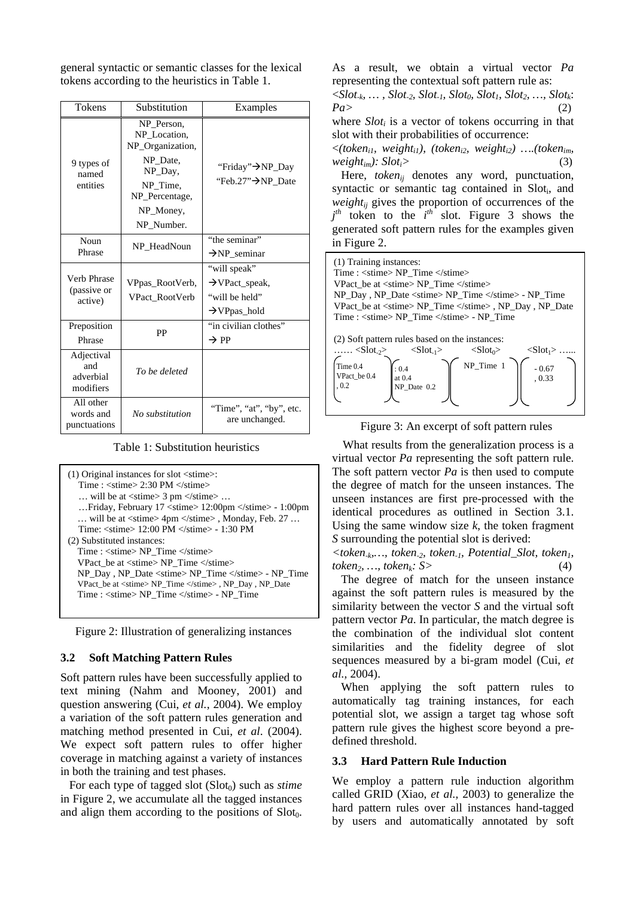general syntactic or semantic classes for the lexical tokens according to the heuristics in Table 1.

| Tokens | Substitution | Examples |
|---|---|---|
| 9 types of named entities | NP_Person, NP_Location, NP_Organization, NP_Date, NP_Day, NP_Time, NP_Percentage, NP_Money, NP_Number. | "Friday"→NP_Day "Feb.27"→NP_Date |
| Noun Phrase | NP_HeadNoun | "the seminar" →NP_seminar |
| Verb Phrase (passive or active) | VPpas_RootVerb, VPact_RootVerb | "will speak" →VPact_speak, "will be held" →VPpas_hold |
| Preposition Phrase | PP | "in civilian clothes" → PP |
| Adjectival and adverbial modifiers | *To be deleted* | |
| All other words and punctuations | *No substitution* | "Time", "at", "by", etc. are unchanged. |

Table 1: Substitution heuristics

```
(1) Original instances for slot <stime>:
   Time : <stime> 2:30 PM </stime>
   … will be at <stime> 3 pm </stime> …
   …Friday, February 17 <stime> 12:00pm </stime> - 1:00pm
   … will be at <stime> 4pm </stime> , Monday, Feb. 27 …
   Time: <stime> 12:00 PM </stime> - 1:30 PM
(2) Substituted instances:
   Time : <stime> NP_Time </stime>
   VPact_be at <stime> NP_Time </stime>
   NP_Day , NP_Date <stime> NP_Time </stime> - NP_Time
   VPact_be at <stime> NP_Time </stime> , NP_Day , NP_Date
   Time : <stime> NP_Time </stime> - NP_Time
```

Figure 2: Illustration of generalizing instances

### 3.2 Soft Matching Pattern Rules

Soft pattern rules have been successfully applied to text mining (Nahm and Mooney, 2001) and question answering (Cui, *et al.,* 2004). We employ a variation of the soft pattern rules generation and matching method presented in Cui, *et al*. (2004). We expect soft pattern rules to offer higher coverage in matching against a variety of instances in both the training and test phases.

For each type of tagged slot ($Slot_0$) such as *stime* in Figure 2, we accumulate all the tagged instances and align them according to the positions of $Slot_0$. As a result, we obtain a virtual vector *Pa* representing the contextual soft pattern rule as:

$$<Slot_{-k}, \ldots, Slot_{-2}, Slot_{-1}, Slot_0, Slot_1, Slot_2, \ldots, Slot_k: Pa> \quad (2)$$

where $Slot_i$ is a vector of tokens occurring in that slot with their probabilities of occurrence:

$$<(token_{i1}, weight_{i1}), (token_{i2}, weight_{i2}) \ldots (token_{im}, weight_{im}): Slot_i> \quad (3)$$

Here, $token_{ij}$ denotes any word, punctuation, syntactic or semantic tag contained in $Slot_i$, and $weight_{ij}$ gives the proportion of occurrences of the $j^{th}$ token to the $i^{th}$ slot. Figure 3 shows the generated soft pattern rules for the examples given in Figure 2.

```
(1) Training instances:
Time : <stime> NP_Time </stime>
VPact_be at <stime> NP_Time </stime>
NP_Day , NP_Date <stime> NP_Time </stime> - NP_Time
VPact_be at <stime> NP_Time </stime> , NP_Day , NP_Date
Time : <stime> NP_Time </stime> - NP_Time

(2) Soft pattern rules based on the instances:
…… <Slot-2>        <Slot-1>        <Slot0>        <Slot1> ……
 Time 0.4          : 0.4           NP_Time 1       - 0.67
 VPact_be 0.4      at 0.4                          , 0.33
 , 0.2             NP_Date 0.2
```

Figure 3: An excerpt of soft pattern rules

What results from the generalization process is a virtual vector *Pa* representing the soft pattern rule. The soft pattern vector *Pa* is then used to compute the degree of match for the unseen instances. The unseen instances are first pre-processed with the identical procedures as outlined in Section 3.1. Using the same window size *k*, the token fragment *S* surrounding the potential slot is derived:

$$<token_{-k}, \ldots, token_{-2}, token_{-1}, Potential\_Slot, token_1, token_2, \ldots, token_k: S> \quad (4)$$

The degree of match for the unseen instance against the soft pattern rules is measured by the similarity between the vector *S* and the virtual soft pattern vector *Pa*. In particular, the match degree is the combination of the individual slot content similarities and the fidelity degree of slot sequences measured by a bi-gram model (Cui, *et al.,* 2004).

When applying the soft pattern rules to automatically tag training instances, for each potential slot, we assign a target tag whose soft pattern rule gives the highest score beyond a pre-defined threshold.

### 3.3 Hard Pattern Rule Induction

We employ a pattern rule induction algorithm called GRID (Xiao, *et al.,* 2003) to generalize the hard pattern rules over all instances hand-tagged by users and automatically annotated by soft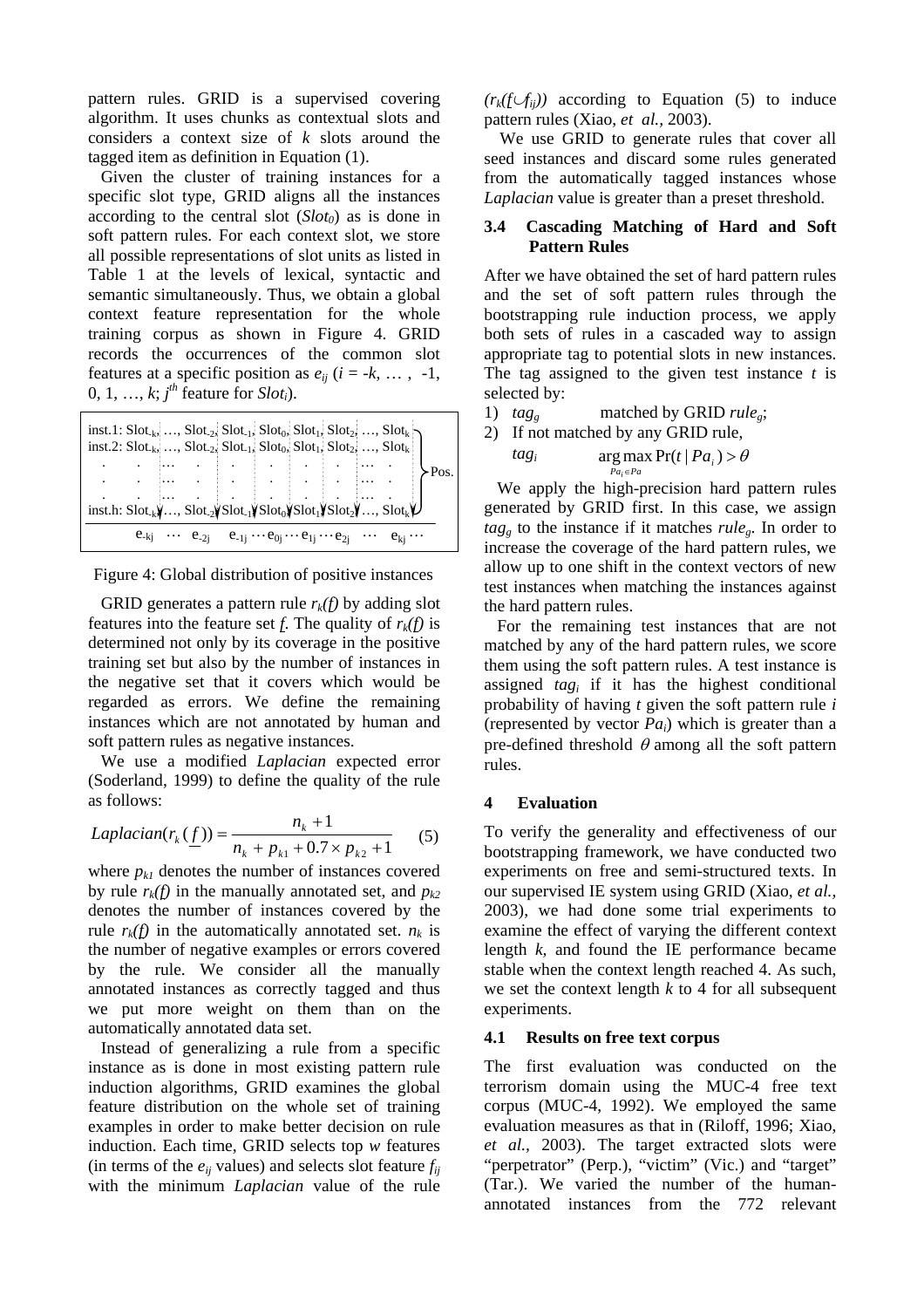pattern rules. GRID is a supervised covering algorithm. It uses chunks as contextual slots and considers a context size of $k$ slots around the tagged item as definition in Equation (1).

Given the cluster of training instances for a specific slot type, GRID aligns all the instances according to the central slot ($Slot_0$) as is done in soft pattern rules. For each context slot, we store all possible representations of slot units as listed in Table 1 at the levels of lexical, syntactic and semantic simultaneously. Thus, we obtain a global context feature representation for the whole training corpus as shown in Figure 4. GRID records the occurrences of the common slot features at a specific position as $e_{ij}$ ($i$ = -$k$, … , -1, 0, 1, …, $k$; $j^{th}$ feature for $Slot_i$).

```
inst.1: Slot-k, …, Slot-2, Slot-1, Slot0, Slot1, Slot2, …, Slotk
inst.2: Slot-k, …, Slot-2, Slot-1, Slot0, Slot1, Slot2, …, Slotk
   .       .    …     .       .       .      .      .    …    .
   .       .    …     .       .       .      .      .    …    .      Pos.
   .       .    …     .       .       .      .      .    …    .
inst.h: Slot-k, …, Slot-2, Slot-1, Slot0, Slot1, Slot2, …, Slotk
        e-kj  …  e-2j   e-1j … e0j … e1j … e2j   …   ekj …
```

Figure 4: Global distribution of positive instances

GRID generates a pattern rule $r_k(f)$ by adding slot features into the feature set $f$. The quality of $r_k(f)$ is determined not only by its coverage in the positive training set but also by the number of instances in the negative set that it covers which would be regarded as errors. We define the remaining instances which are not annotated by human and soft pattern rules as negative instances.

We use a modified *Laplacian* expected error (Soderland, 1999) to define the quality of the rule as follows:

$$Laplacian(r_k(\underline{f})) = \frac{n_k + 1}{n_k + p_{k1} + 0.7 \times p_{k2} + 1} \quad (5)$$

where $p_{k1}$ denotes the number of instances covered by rule $r_k(f)$ in the manually annotated set, and $p_{k2}$ denotes the number of instances covered by the rule $r_k(f)$ in the automatically annotated set. $n_k$ is the number of negative examples or errors covered by the rule. We consider all the manually annotated instances as correctly tagged and thus we put more weight on them than on the automatically annotated data set.

Instead of generalizing a rule from a specific instance as is done in most existing pattern rule induction algorithms, GRID examines the global feature distribution on the whole set of training examples in order to make better decision on rule induction. Each time, GRID selects top $w$ features (in terms of the $e_{ij}$ values) and selects slot feature $f_{ij}$ with the minimum *Laplacian* value of the rule $(r_k(\underline{f} \cup f_{ij}))$ according to Equation (5) to induce pattern rules (Xiao, *et al.*, 2003).

We use GRID to generate rules that cover all seed instances and discard some rules generated from the automatically tagged instances whose *Laplacian* value is greater than a preset threshold.

### 3.4 Cascading Matching of Hard and Soft Pattern Rules

After we have obtained the set of hard pattern rules and the set of soft pattern rules through the bootstrapping rule induction process, we apply both sets of rules in a cascaded way to assign appropriate tag to potential slots in new instances. The tag assigned to the given test instance $t$ is selected by:

1) $tag_g$ matched by GRID $rule_g$;
2) If not matched by any GRID rule,
   $tag_i$ $\quad \arg\max_{Pa_i \in Pa} \Pr(t \mid Pa_i) > \theta$

We apply the high-precision hard pattern rules generated by GRID first. In this case, we assign $tag_g$ to the instance if it matches $rule_g$. In order to increase the coverage of the hard pattern rules, we allow up to one shift in the context vectors of new test instances when matching the instances against the hard pattern rules.

For the remaining test instances that are not matched by any of the hard pattern rules, we score them using the soft pattern rules. A test instance is assigned $tag_i$ if it has the highest conditional probability of having $t$ given the soft pattern rule $i$ (represented by vector $Pa_i$) which is greater than a pre-defined threshold $\theta$ among all the soft pattern rules.

## 4 Evaluation

To verify the generality and effectiveness of our bootstrapping framework, we have conducted two experiments on free and semi-structured texts. In our supervised IE system using GRID (Xiao, *et al.*, 2003), we had done some trial experiments to examine the effect of varying the different context length $k$, and found the IE performance became stable when the context length reached 4. As such, we set the context length $k$ to 4 for all subsequent experiments.

### 4.1 Results on free text corpus

The first evaluation was conducted on the terrorism domain using the MUC-4 free text corpus (MUC-4, 1992). We employed the same evaluation measures as that in (Riloff, 1996; Xiao, *et al.*, 2003). The target extracted slots were "perpetrator" (Perp.), "victim" (Vic.) and "target" (Tar.). We varied the number of the human-annotated instances from the 772 relevant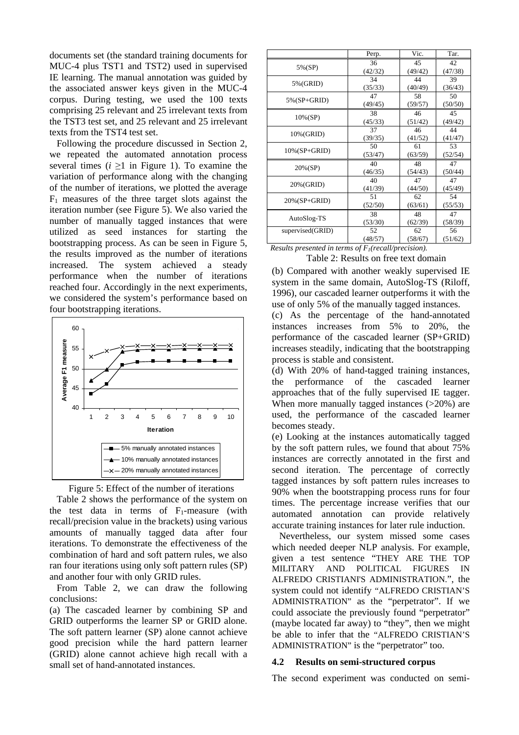documents set (the standard training documents for MUC-4 plus TST1 and TST2) used in supervised IE learning. The manual annotation was guided by the associated answer keys given in the MUC-4 corpus. During testing, we used the 100 texts comprising 25 relevant and 25 irrelevant texts from the TST3 test set, and 25 relevant and 25 irrelevant texts from the TST4 test set.

Following the procedure discussed in Section 2, we repeated the automated annotation process several times ($i \geq 1$ in Figure 1). To examine the variation of performance along with the changing of the number of iterations, we plotted the average $F_1$ measures of the three target slots against the iteration number (see Figure 5). We also varied the number of manually tagged instances that were utilized as seed instances for starting the bootstrapping process. As can be seen in Figure 5, the results improved as the number of iterations increased. The system achieved a steady performance when the number of iterations reached four. Accordingly in the next experiments, we considered the system's performance based on four bootstrapping iterations.

Figure 5: Effect of the number of iterations

Table 2 shows the performance of the system on the test data in terms of $F_1$-measure (with recall/precision value in the brackets) using various amounts of manually tagged data after four iterations. To demonstrate the effectiveness of the combination of hard and soft pattern rules, we also ran four iterations using only soft pattern rules (SP) and another four with only GRID rules.

From Table 2, we can draw the following conclusions:

(a) The cascaded learner by combining SP and GRID outperforms the learner SP or GRID alone. The soft pattern learner (SP) alone cannot achieve good precision while the hard pattern learner (GRID) alone cannot achieve high recall with a small set of hand-annotated instances.

| | Perp. | Vic. | Tar. |
|---|---|---|---|
| 5%(SP) | 36 (42/32) | 45 (49/42) | 42 (47/38) |
| 5%(GRID) | 34 (35/33) | 44 (40/49) | 39 (36/43) |
| 5%(SP+GRID) | 47 (49/45) | 58 (59/57) | 50 (50/50) |
| 10%(SP) | 38 (45/33) | 46 (51/42) | 45 (49/42) |
| 10%(GRID) | 37 (39/35) | 46 (41/52) | 44 (41/47) |
| 10%(SP+GRID) | 50 (53/47) | 61 (63/59) | 53 (52/54) |
| 20%(SP) | 40 (46/35) | 48 (54/43) | 47 (50/44) |
| 20%(GRID) | 40 (41/39) | 47 (44/50) | 47 (45/49) |
| 20%(SP+GRID) | 51 (52/50) | 62 (63/61) | 54 (55/53) |
| AutoSlog-TS | 38 (53/30) | 48 (62/39) | 47 (58/39) |
| supervised(GRID) | 52 (48/57) | 62 (58/67) | 56 (51/62) |

*Results presented in terms of $F_1$(recall/precision).*

Table 2: Results on free text domain

(b) Compared with another weakly supervised IE system in the same domain, AutoSlog-TS (Riloff, 1996), our cascaded learner outperforms it with the use of only 5% of the manually tagged instances.

(c) As the percentage of the hand-annotated instances increases from 5% to 20%, the performance of the cascaded learner (SP+GRID) increases steadily, indicating that the bootstrapping process is stable and consistent.

(d) With 20% of hand-tagged training instances, the performance of the cascaded learner approaches that of the fully supervised IE tagger. When more manually tagged instances (>20%) are used, the performance of the cascaded learner becomes steady.

(e) Looking at the instances automatically tagged by the soft pattern rules, we found that about 75% instances are correctly annotated in the first and second iteration. The percentage of correctly tagged instances by soft pattern rules increases to 90% when the bootstrapping process runs for four times. The percentage increase verifies that our automated annotation can provide relatively accurate training instances for later rule induction.

Nevertheless, our system missed some cases which needed deeper NLP analysis. For example, given a test sentence "THEY ARE THE TOP MILITARY AND POLITICAL FIGURES IN ALFREDO CRISTIANI'S ADMINISTRATION.", the system could not identify "ALFREDO CRISTIAN'S ADMINISTRATION" as the "perpetrator". If we could associate the previously found "perpetrator" (maybe located far away) to "they", then we might be able to infer that the "ALFREDO CRISTIAN'S ADMINISTRATION" is the "perpetrator" too.

### 4.2 Results on semi-structured corpus

The second experiment was conducted on semi-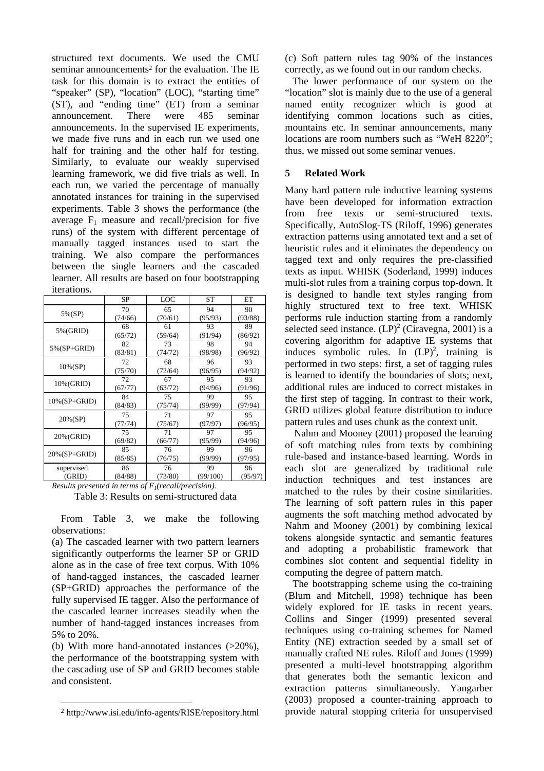structured text documents. We used the CMU seminar announcements[2] for the evaluation. The IE task for this domain is to extract the entities of "speaker" (SP), "location" (LOC), "starting time" (ST), and "ending time" (ET) from a seminar announcement. There were 485 seminar announcements. In the supervised IE experiments, we made five runs and in each run we used one half for training and the other half for testing. Similarly, to evaluate our weakly supervised learning framework, we did five trials as well. In each run, we varied the percentage of manually annotated instances for training in the supervised experiments. Table 3 shows the performance (the average $F_1$ measure and recall/precision for five runs) of the system with different percentage of manually tagged instances used to start the training. We also compare the performances between the single learners and the cascaded learner. All results are based on four bootstrapping iterations.

| | SP | LOC | ST | ET |
|---|---|---|---|---|
| 5%(SP) | 70 (74/66) | 65 (70/61) | 94 (95/93) | 90 (93/88) |
| 5%(GRID) | 68 (65/72) | 61 (59/64) | 93 (91/94) | 89 (86/92) |
| 5%(SP+GRID) | 82 (83/81) | 73 (74/72) | 98 (98/98) | 94 (96/92) |
| 10%(SP) | 72 (75/70) | 68 (72/64) | 96 (96/95) | 93 (94/92) |
| 10%(GRID) | 72 (67/77) | 67 (63/72) | 95 (94/96) | 93 (91/96) |
| 10%(SP+GRID) | 84 (84/83) | 75 (75/74) | 99 (99/99) | 95 (97/94) |
| 20%(SP) | 75 (77/74) | 71 (75/67) | 97 (97/97) | 95 (96/95) |
| 20%(GRID) | 75 (69/82) | 71 (66/77) | 97 (95/99) | 95 (94/96) |
| 20%(SP+GRID) | 85 (85/85) | 76 (76/75) | 99 (99/99) | 96 (97/95) |
| supervised (GRID) | 86 (84/88) | 76 (73/80) | 99 (99/100) | 96 (95/97) |

*Results presented in terms of $F_1$(recall/precision).*

Table 3: Results on semi-structured data

From Table 3, we make the following observations:

(a) The cascaded learner with two pattern learners significantly outperforms the learner SP or GRID alone as in the case of free text corpus. With 10% of hand-tagged instances, the cascaded learner (SP+GRID) approaches the performance of the fully supervised IE tagger. Also the performance of the cascaded learner increases steadily when the number of hand-tagged instances increases from 5% to 20%.

(b) With more hand-annotated instances (>20%), the performance of the bootstrapping system with the cascading use of SP and GRID becomes stable and consistent.

(c) Soft pattern rules tag 90% of the instances correctly, as we found out in our random checks.

The lower performance of our system on the "location" slot is mainly due to the use of a general named entity recognizer which is good at identifying common locations such as cities, mountains etc. In seminar announcements, many locations are room numbers such as "WeH 8220"; thus, we missed out some seminar venues.

## 5 Related Work

Many hard pattern rule inductive learning systems have been developed for information extraction from free texts or semi-structured texts. Specifically, AutoSlog-TS (Riloff, 1996) generates extraction patterns using annotated text and a set of heuristic rules and it eliminates the dependency on tagged text and only requires the pre-classified texts as input. WHISK (Soderland, 1999) induces multi-slot rules from a training corpus top-down. It is designed to handle text styles ranging from highly structured text to free text. WHISK performs rule induction starting from a randomly selected seed instance. $(LP)^2$ (Ciravegna, 2001) is a covering algorithm for adaptive IE systems that induces symbolic rules. In $(LP)^2$, training is performed in two steps: first, a set of tagging rules is learned to identify the boundaries of slots; next, additional rules are induced to correct mistakes in the first step of tagging. In contrast to their work, GRID utilizes global feature distribution to induce pattern rules and uses chunk as the context unit.

Nahm and Mooney (2001) proposed the learning of soft matching rules from texts by combining rule-based and instance-based learning. Words in each slot are generalized by traditional rule induction techniques and test instances are matched to the rules by their cosine similarities. The learning of soft pattern rules in this paper augments the soft matching method advocated by Nahm and Mooney (2001) by combining lexical tokens alongside syntactic and semantic features and adopting a probabilistic framework that combines slot content and sequential fidelity in computing the degree of pattern match.

The bootstrapping scheme using the co-training (Blum and Mitchell, 1998) technique has been widely explored for IE tasks in recent years. Collins and Singer (1999) presented several techniques using co-training schemes for Named Entity (NE) extraction seeded by a small set of manually crafted NE rules. Riloff and Jones (1999) presented a multi-level bootstrapping algorithm that generates both the semantic lexicon and extraction patterns simultaneously. Yangarber (2003) proposed a counter-training approach to provide natural stopping criteria for unsupervised

[2] http://www.isi.edu/info-agents/RISE/repository.html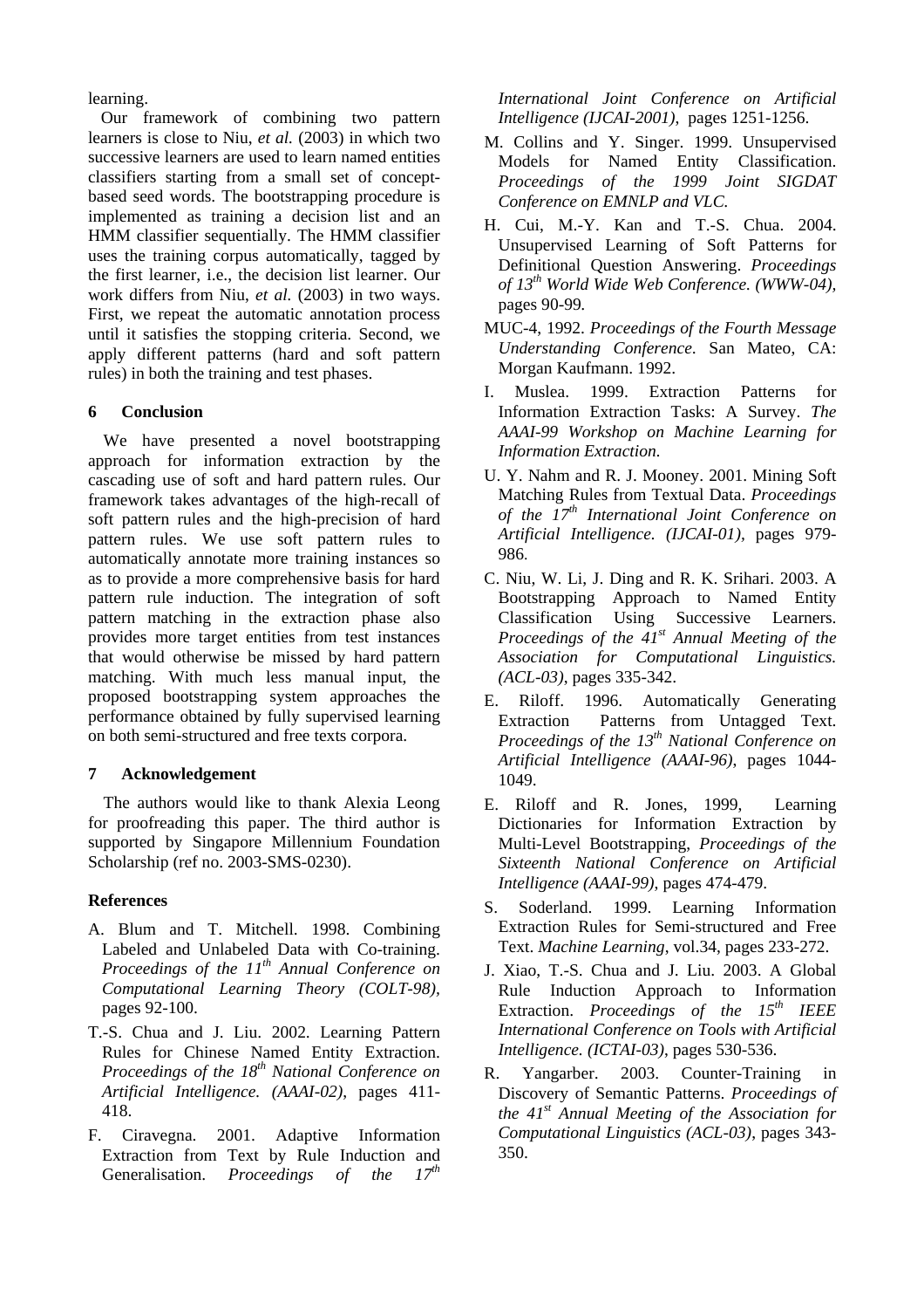learning.

Our framework of combining two pattern learners is close to Niu, *et al.* (2003) in which two successive learners are used to learn named entities classifiers starting from a small set of concept-based seed words. The bootstrapping procedure is implemented as training a decision list and an HMM classifier sequentially. The HMM classifier uses the training corpus automatically, tagged by the first learner, i.e., the decision list learner. Our work differs from Niu, *et al.* (2003) in two ways. First, we repeat the automatic annotation process until it satisfies the stopping criteria. Second, we apply different patterns (hard and soft pattern rules) in both the training and test phases.

## 6 Conclusion

We have presented a novel bootstrapping approach for information extraction by the cascading use of soft and hard pattern rules. Our framework takes advantages of the high-recall of soft pattern rules and the high-precision of hard pattern rules. We use soft pattern rules to automatically annotate more training instances so as to provide a more comprehensive basis for hard pattern rule induction. The integration of soft pattern matching in the extraction phase also provides more target entities from test instances that would otherwise be missed by hard pattern matching. With much less manual input, the proposed bootstrapping system approaches the performance obtained by fully supervised learning on both semi-structured and free texts corpora.

## 7 Acknowledgement

The authors would like to thank Alexia Leong for proofreading this paper. The third author is supported by Singapore Millennium Foundation Scholarship (ref no. 2003-SMS-0230).

## References

A. Blum and T. Mitchell. 1998. Combining Labeled and Unlabeled Data with Co-training. *Proceedings of the 11th Annual Conference on Computational Learning Theory (COLT-98)*, pages 92-100.

T.-S. Chua and J. Liu. 2002. Learning Pattern Rules for Chinese Named Entity Extraction. *Proceedings of the 18th National Conference on Artificial Intelligence. (AAAI-02)*, pages 411-418.

F. Ciravegna. 2001. Adaptive Information Extraction from Text by Rule Induction and Generalisation. *Proceedings of the 17th International Joint Conference on Artificial Intelligence (IJCAI-2001)*, pages 1251-1256.

M. Collins and Y. Singer. 1999. Unsupervised Models for Named Entity Classification. *Proceedings of the 1999 Joint SIGDAT Conference on EMNLP and VLC.*

H. Cui, M.-Y. Kan and T.-S. Chua. 2004. Unsupervised Learning of Soft Patterns for Definitional Question Answering. *Proceedings of 13th World Wide Web Conference. (WWW-04)*, pages 90-99.

MUC-4, 1992. *Proceedings of the Fourth Message Understanding Conference*. San Mateo, CA: Morgan Kaufmann. 1992.

I. Muslea. 1999. Extraction Patterns for Information Extraction Tasks: A Survey. *The AAAI-99 Workshop on Machine Learning for Information Extraction.*

U. Y. Nahm and R. J. Mooney. 2001. Mining Soft Matching Rules from Textual Data. *Proceedings of the 17th International Joint Conference on Artificial Intelligence. (IJCAI-01)*, pages 979-986.

C. Niu, W. Li, J. Ding and R. K. Srihari. 2003. A Bootstrapping Approach to Named Entity Classification Using Successive Learners. *Proceedings of the 41st Annual Meeting of the Association for Computational Linguistics. (ACL-03)*, pages 335-342.

E. Riloff. 1996. Automatically Generating Extraction Patterns from Untagged Text. *Proceedings of the 13th National Conference on Artificial Intelligence (AAAI-96)*, pages 1044-1049.

E. Riloff and R. Jones, 1999, Learning Dictionaries for Information Extraction by Multi-Level Bootstrapping, *Proceedings of the Sixteenth National Conference on Artificial Intelligence (AAAI-99)*, pages 474-479.

S. Soderland. 1999. Learning Information Extraction Rules for Semi-structured and Free Text. *Machine Learning*, vol.34, pages 233-272.

J. Xiao, T.-S. Chua and J. Liu. 2003. A Global Rule Induction Approach to Information Extraction. *Proceedings of the 15th IEEE International Conference on Tools with Artificial Intelligence. (ICTAI-03)*, pages 530-536.

R. Yangarber. 2003. Counter-Training in Discovery of Semantic Patterns. *Proceedings of the 41st Annual Meeting of the Association for Computational Linguistics (ACL-03)*, pages 343-350.